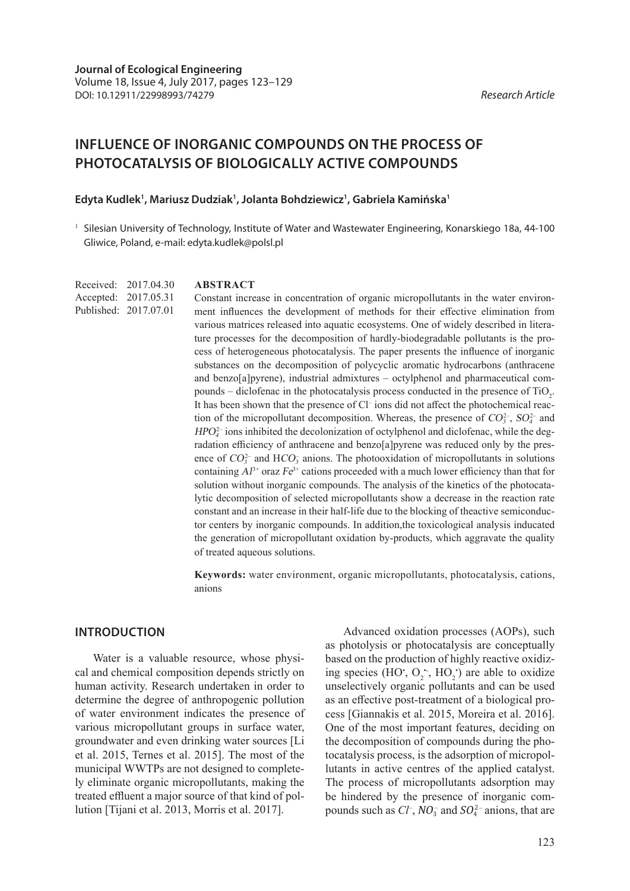**Journal of Ecological Engineering**
Volume 18, Issue 4, July 2017, pages 123–129
DOI: 10.12911/22998993/74279

*Research Article*

# INFLUENCE OF INORGANIC COMPOUNDS ON THE PROCESS OF PHOTOCATALYSIS OF BIOLOGICALLY ACTIVE COMPOUNDS

**Edyta Kudlek[1], Mariusz Dudziak[1], Jolanta Bohdziewicz[1], Gabriela Kamińska[1]**

[1] Silesian University of Technology, Institute of Water and Wastewater Engineering, Konarskiego 18a, 44-100 Gliwice, Poland, e-mail: edyta.kudlek@polsl.pl

Received: 2017.04.30
Accepted: 2017.05.31
Published: 2017.07.01

## ABSTRACT

Constant increase in concentration of organic micropollutants in the water environment influences the development of methods for their effective elimination from various matrices released into aquatic ecosystems. One of widely described in literature processes for the decomposition of hardly-biodegradable pollutants is the process of heterogeneous photocatalysis. The paper presents the influence of inorganic substances on the decomposition of polycyclic aromatic hydrocarbons (anthracene and benzo[a]pyrene), industrial admixtures – octylphenol and pharmaceutical compounds – diclofenac in the photocatalysis process conducted in the presence of $TiO_2$. It has been shown that the presence of $Cl^-$ ions did not affect the photochemical reaction of the micropollutant decomposition. Whereas, the presence of $CO_3^{2-}$, $SO_4^{2-}$ and $HPO_4^{2-}$ ions inhibited the decolonization of octylphenol and diclofenac, while the degradation efficiency of anthracene and benzo[a]pyrene was reduced only by the presence of $CO_3^{2-}$ and $HCO_3^-$ anions. The photooxidation of micropollutants in solutions containing $Al^{3+}$ oraz $Fe^{3+}$ cations proceeded with a much lower efficiency than that for solution without inorganic compounds. The analysis of the kinetics of the photocatalytic decomposition of selected micropollutants show a decrease in the reaction rate constant and an increase in their half-life due to the blocking of theactive semiconductor centers by inorganic compounds. In addition,the toxicological analysis inducated the generation of micropollutant oxidation by-products, which aggravate the quality of treated aqueous solutions.

**Keywords:** water environment, organic micropollutants, photocatalysis, cations, anions

## INTRODUCTION

Water is a valuable resource, whose physical and chemical composition depends strictly on human activity. Research undertaken in order to determine the degree of anthropogenic pollution of water environment indicates the presence of various micropollutant groups in surface water, groundwater and even drinking water sources [Li et al. 2015, Ternes et al. 2015]. The most of the municipal WWTPs are not designed to completely eliminate organic micropollutants, making the treated effluent a major source of that kind of pollution [Tijani et al. 2013, Morris et al. 2017].

Advanced oxidation processes (AOPs), such as photolysis or photocatalysis are conceptually based on the production of highly reactive oxidizing species ($HO^{\bullet}$, $O_2^{\bullet-}$, $HO_2^{\bullet}$) are able to oxidize unselectively organic pollutants and can be used as an effective post-treatment of a biological process [Giannakis et al. 2015, Moreira et al. 2016]. One of the most important features, deciding on the decomposition of compounds during the photocatalysis process, is the adsorption of micropollutants in active centres of the applied catalyst. The process of micropollutants adsorption may be hindered by the presence of inorganic compounds such as $Cl^-$, $NO_3^-$ and $SO_4^{2-}$ anions, that are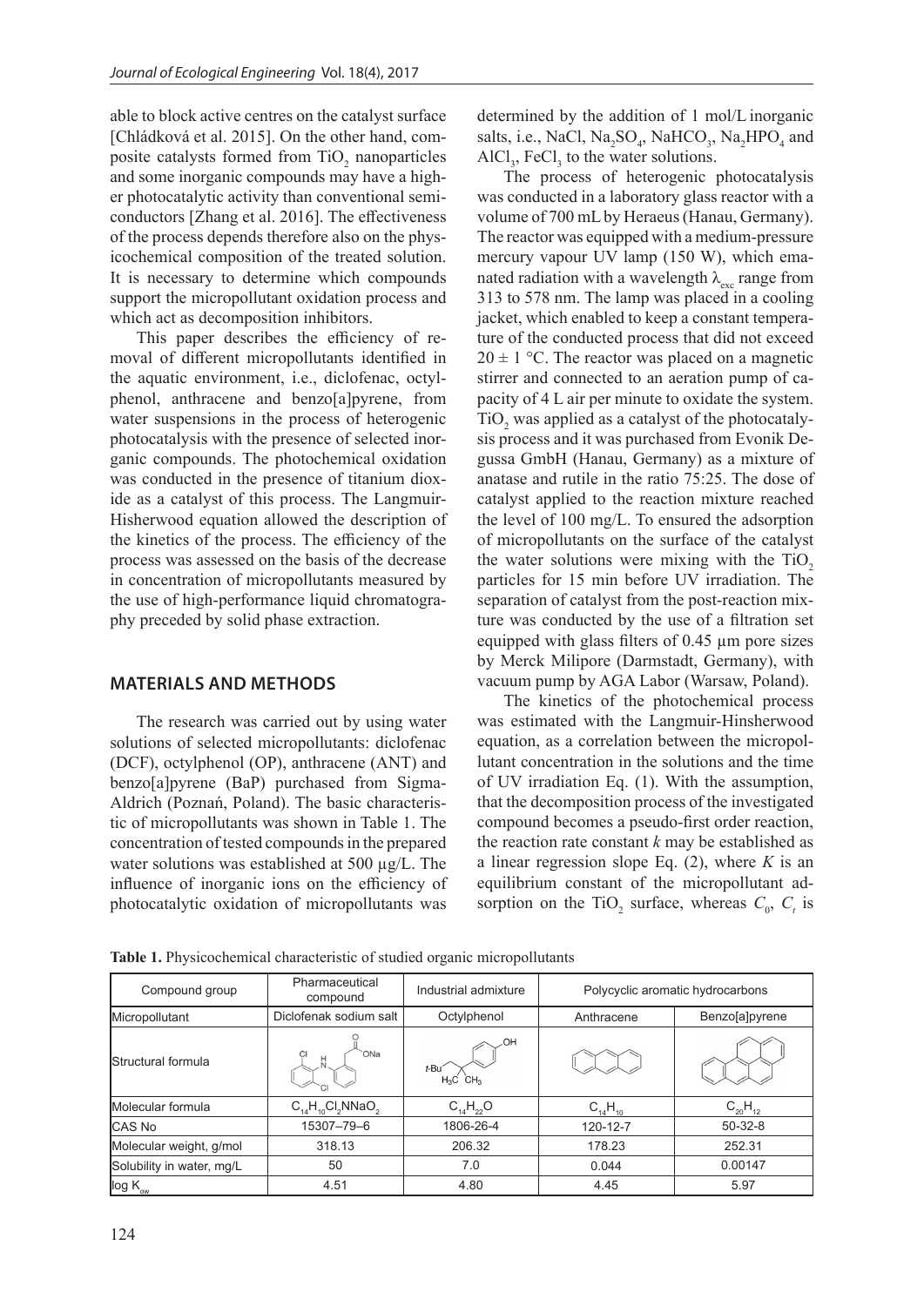able to block active centres on the catalyst surface [Chládková et al. 2015]. On the other hand, composite catalysts formed from $TiO_2$ nanoparticles and some inorganic compounds may have a higher photocatalytic activity than conventional semiconductors [Zhang et al. 2016]. The effectiveness of the process depends therefore also on the physicochemical composition of the treated solution. It is necessary to determine which compounds support the micropollutant oxidation process and which act as decomposition inhibitors.

This paper describes the efficiency of removal of different micropollutants identified in the aquatic environment, i.e., diclofenac, octylphenol, anthracene and benzo[a]pyrene, from water suspensions in the process of heterogenic photocatalysis with the presence of selected inorganic compounds. The photochemical oxidation was conducted in the presence of titanium dioxide as a catalyst of this process. The Langmuir-Hisherwood equation allowed the description of the kinetics of the process. The efficiency of the process was assessed on the basis of the decrease in concentration of micropollutants measured by the use of high-performance liquid chromatography preceded by solid phase extraction.

## MATERIALS AND METHODS

The research was carried out by using water solutions of selected micropollutants: diclofenac (DCF), octylphenol (OP), anthracene (ANT) and benzo[a]pyrene (BaP) purchased from Sigma-Aldrich (Poznań, Poland). The basic characteristic of micropollutants was shown in Table 1. The concentration of tested compounds in the prepared water solutions was established at 500 μg/L. The influence of inorganic ions on the efficiency of photocatalytic oxidation of micropollutants was determined by the addition of 1 mol/L inorganic salts, i.e., NaCl, $Na_2SO_4$, $NaHCO_3$, $Na_2HPO_4$ and $AlCl_3$, $FeCl_3$ to the water solutions.

The process of heterogenic photocatalysis was conducted in a laboratory glass reactor with a volume of 700 mL by Heraeus (Hanau, Germany). The reactor was equipped with a medium-pressure mercury vapour UV lamp (150 W), which emanated radiation with a wavelength $\lambda_{exc}$ range from 313 to 578 nm. The lamp was placed in a cooling jacket, which enabled to keep a constant temperature of the conducted process that did not exceed $20 \pm 1$ °C. The reactor was placed on a magnetic stirrer and connected to an aeration pump of capacity of 4 L air per minute to oxidate the system. $TiO_2$ was applied as a catalyst of the photocatalysis process and it was purchased from Evonik Degussa GmbH (Hanau, Germany) as a mixture of anatase and rutile in the ratio 75:25. The dose of catalyst applied to the reaction mixture reached the level of 100 mg/L. To ensured the adsorption of micropollutants on the surface of the catalyst the water solutions were mixing with the $TiO_2$ particles for 15 min before UV irradiation. The separation of catalyst from the post-reaction mixture was conducted by the use of a filtration set equipped with glass filters of 0.45 μm pore sizes by Merck Milipore (Darmstadt, Germany), with vacuum pump by AGA Labor (Warsaw, Poland).

The kinetics of the photochemical process was estimated with the Langmuir-Hinsherwood equation, as a correlation between the micropollutant concentration in the solutions and the time of UV irradiation Eq. (1). With the assumption, that the decomposition process of the investigated compound becomes a pseudo-first order reaction, the reaction rate constant *k* may be established as a linear regression slope Eq. (2), where *K* is an equilibrium constant of the micropollutant adsorption on the $TiO_2$ surface, whereas $C_0$, $C_t$ is

**Table 1.** Physicochemical characteristic of studied organic micropollutants

| Compound group | Pharmaceutical compound | Industrial admixture | Polycyclic aromatic hydrocarbons | |
|---|---|---|---|---|
| Micropollutant | Diclofenak sodium salt | Octylphenol | Anthracene | Benzo[a]pyrene |
| Structural formula | | | | |
| Molecular formula | $C_{14}H_{10}Cl_2NNaO_2$ | $C_{14}H_{22}O$ | $C_{14}H_{10}$ | $C_{20}H_{12}$ |
| CAS No | 15307–79–6 | 1806-26-4 | 120-12-7 | 50-32-8 |
| Molecular weight, g/mol | 318.13 | 206.32 | 178.23 | 252.31 |
| Solubility in water, mg/L | 50 | 7.0 | 0.044 | 0.00147 |
| log $K_{ow}$ | 4.51 | 4.80 | 4.45 | 5.97 |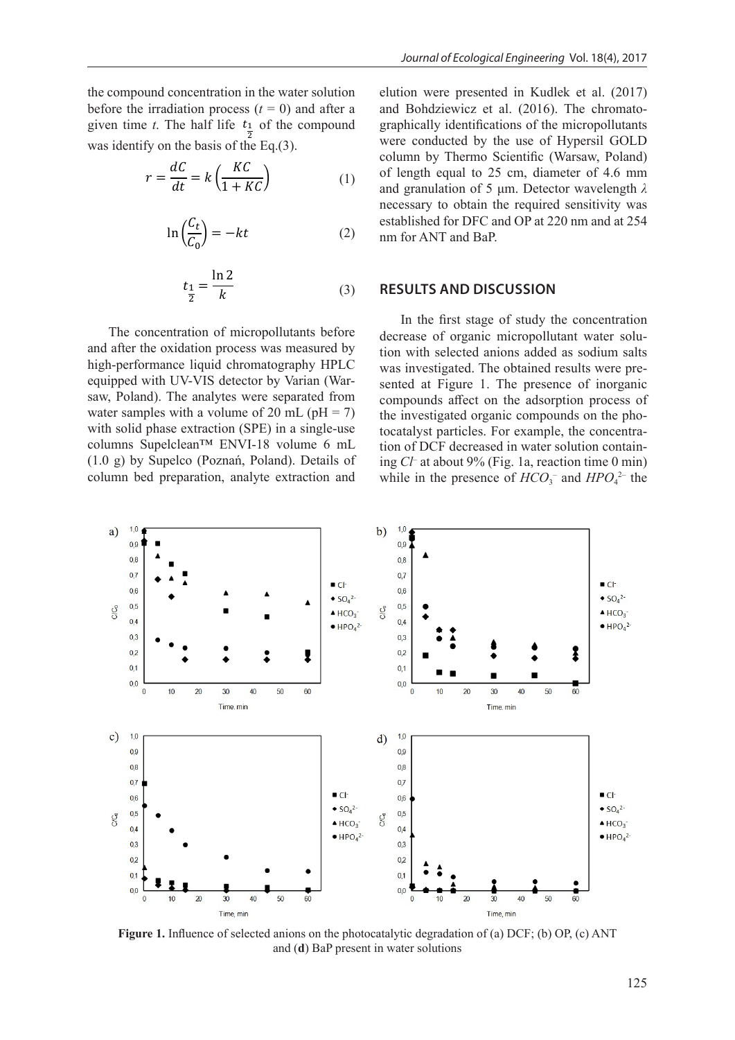the compound concentration in the water solution before the irradiation process ($t$ = 0) and after a given time $t$. The half life $t_{\frac{1}{2}}$ of the compound was identify on the basis of the Eq.(3).

$$r = \frac{dC}{dt} = k\left(\frac{KC}{1+KC}\right) \quad (1)$$

$$\ln\left(\frac{C_t}{C_0}\right) = -kt \quad (2)$$

$$t_{\frac{1}{2}} = \frac{\ln 2}{k} \quad (3)$$

The concentration of micropollutants before and after the oxidation process was measured by high-performance liquid chromatography HPLC equipped with UV-VIS detector by Varian (Warsaw, Poland). The analytes were separated from water samples with a volume of 20 mL (pH = 7) with solid phase extraction (SPE) in a single-use columns Supelclean™ ENVI-18 volume 6 mL (1.0 g) by Supelco (Poznań, Poland). Details of column bed preparation, analyte extraction and elution were presented in Kudlek et al. (2017) and Bohdziewicz et al. (2016). The chromatographically identifications of the micropollutants were conducted by the use of Hypersil GOLD column by Thermo Scientific (Warsaw, Poland) of length equal to 25 cm, diameter of 4.6 mm and granulation of 5 μm. Detector wavelength $\lambda$ necessary to obtain the required sensitivity was established for DFC and OP at 220 nm and at 254 nm for ANT and BaP.

## RESULTS AND DISCUSSION

In the first stage of study the concentration decrease of organic micropollutant water solution with selected anions added as sodium salts was investigated. The obtained results were presented at Figure 1. The presence of inorganic compounds affect on the adsorption process of the investigated organic compounds on the photocatalyst particles. For example, the concentration of DCF decreased in water solution containing $Cl^-$ at about 9% (Fig. 1a, reaction time 0 min) while in the presence of $HCO_3^-$ and $HPO_4^{2-}$ the

**Figure 1.** Influence of selected anions on the photocatalytic degradation of (a) DCF; (b) OP, (c) ANT and (**d**) BaP present in water solutions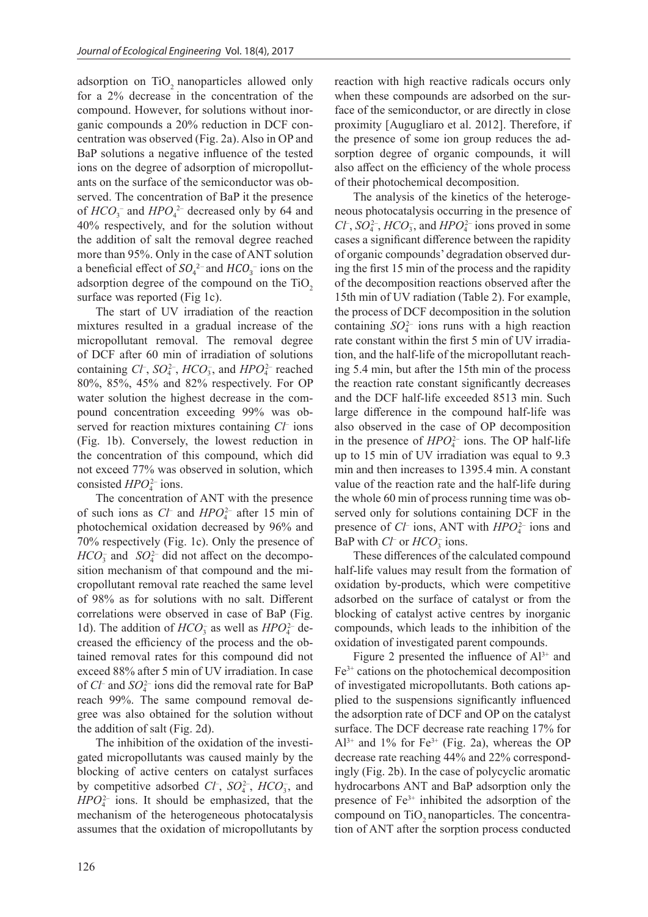adsorption on $TiO_2$ nanoparticles allowed only for a 2% decrease in the concentration of the compound. However, for solutions without inorganic compounds a 20% reduction in DCF concentration was observed (Fig. 2a). Also in OP and BaP solutions a negative influence of the tested ions on the degree of adsorption of micropollutants on the surface of the semiconductor was observed. The concentration of BaP it the presence of $HCO_3^-$ and $HPO_4^{2-}$ decreased only by 64 and 40% respectively, and for the solution without the addition of salt the removal degree reached more than 95%. Only in the case of ANT solution a beneficial effect of $SO_4^{2-}$ and $HCO_3^-$ ions on the adsorption degree of the compound on the $TiO_2$ surface was reported (Fig 1c).

The start of UV irradiation of the reaction mixtures resulted in a gradual increase of the micropollutant removal. The removal degree of DCF after 60 min of irradiation of solutions containing $Cl^-$, $SO_4^{2-}$, $HCO_3^-$, and $HPO_4^{2-}$ reached 80%, 85%, 45% and 82% respectively. For OP water solution the highest decrease in the compound concentration exceeding 99% was observed for reaction mixtures containing $Cl^-$ ions (Fig. 1b). Conversely, the lowest reduction in the concentration of this compound, which did not exceed 77% was observed in solution, which consisted $HPO_4^{2-}$ ions.

The concentration of ANT with the presence of such ions as $Cl^-$ and $HPO_4^{2-}$ after 15 min of photochemical oxidation decreased by 96% and 70% respectively (Fig. 1c). Only the presence of $HCO_3^-$ and $SO_4^{2-}$ did not affect on the decomposition mechanism of that compound and the micropollutant removal rate reached the same level of 98% as for solutions with no salt. Different correlations were observed in case of BaP (Fig. 1d). The addition of $HCO_3^-$ as well as $HPO_4^{2-}$ decreased the efficiency of the process and the obtained removal rates for this compound did not exceed 88% after 5 min of UV irradiation. In case of $Cl^-$ and $SO_4^{2-}$ ions did the removal rate for BaP reach 99%. The same compound removal degree was also obtained for the solution without the addition of salt (Fig. 2d).

The inhibition of the oxidation of the investigated micropollutants was caused mainly by the blocking of active centers on catalyst surfaces by competitive adsorbed $Cl^-$, $SO_4^{2-}$, $HCO_3^-$, and $HPO_4^{2-}$ ions. It should be emphasized, that the mechanism of the heterogeneous photocatalysis assumes that the oxidation of micropollutants by reaction with high reactive radicals occurs only when these compounds are adsorbed on the surface of the semiconductor, or are directly in close proximity [Augugliaro et al. 2012]. Therefore, if the presence of some ion group reduces the adsorption degree of organic compounds, it will also affect on the efficiency of the whole process of their photochemical decomposition.

The analysis of the kinetics of the heterogeneous photocatalysis occurring in the presence of $Cl^-$, $SO_4^{2-}$, $HCO_3^-$, and $HPO_4^{2-}$ ions proved in some cases a significant difference between the rapidity of organic compounds' degradation observed during the first 15 min of the process and the rapidity of the decomposition reactions observed after the 15th min of UV radiation (Table 2). For example, the process of DCF decomposition in the solution containing $SO_4^{2-}$ ions runs with a high reaction rate constant within the first 5 min of UV irradiation, and the half-life of the micropollutant reaching 5.4 min, but after the 15th min of the process the reaction rate constant significantly decreases and the DCF half-life exceeded 8513 min. Such large difference in the compound half-life was also observed in the case of OP decomposition in the presence of $HPO_4^{2-}$ ions. The OP half-life up to 15 min of UV irradiation was equal to 9.3 min and then increases to 1395.4 min. A constant value of the reaction rate and the half-life during the whole 60 min of process running time was observed only for solutions containing DCF in the presence of $Cl^-$ ions, ANT with $HPO_4^{2-}$ ions and BaP with $Cl^-$ or $HCO_3^-$ ions.

These differences of the calculated compound half-life values may result from the formation of oxidation by-products, which were competitive adsorbed on the surface of catalyst or from the blocking of catalyst active centres by inorganic compounds, which leads to the inhibition of the oxidation of investigated parent compounds.

Figure 2 presented the influence of $Al^{3+}$ and $Fe^{3+}$ cations on the photochemical decomposition of investigated micropollutants. Both cations applied to the suspensions significantly influenced the adsorption rate of DCF and OP on the catalyst surface. The DCF decrease rate reaching 17% for $Al^{3+}$ and 1% for $Fe^{3+}$ (Fig. 2a), whereas the OP decrease rate reaching 44% and 22% correspondingly (Fig. 2b). In the case of polycyclic aromatic hydrocarbons ANT and BaP adsorption only the presence of $Fe^{3+}$ inhibited the adsorption of the compound on $TiO_2$ nanoparticles. The concentration of ANT after the sorption process conducted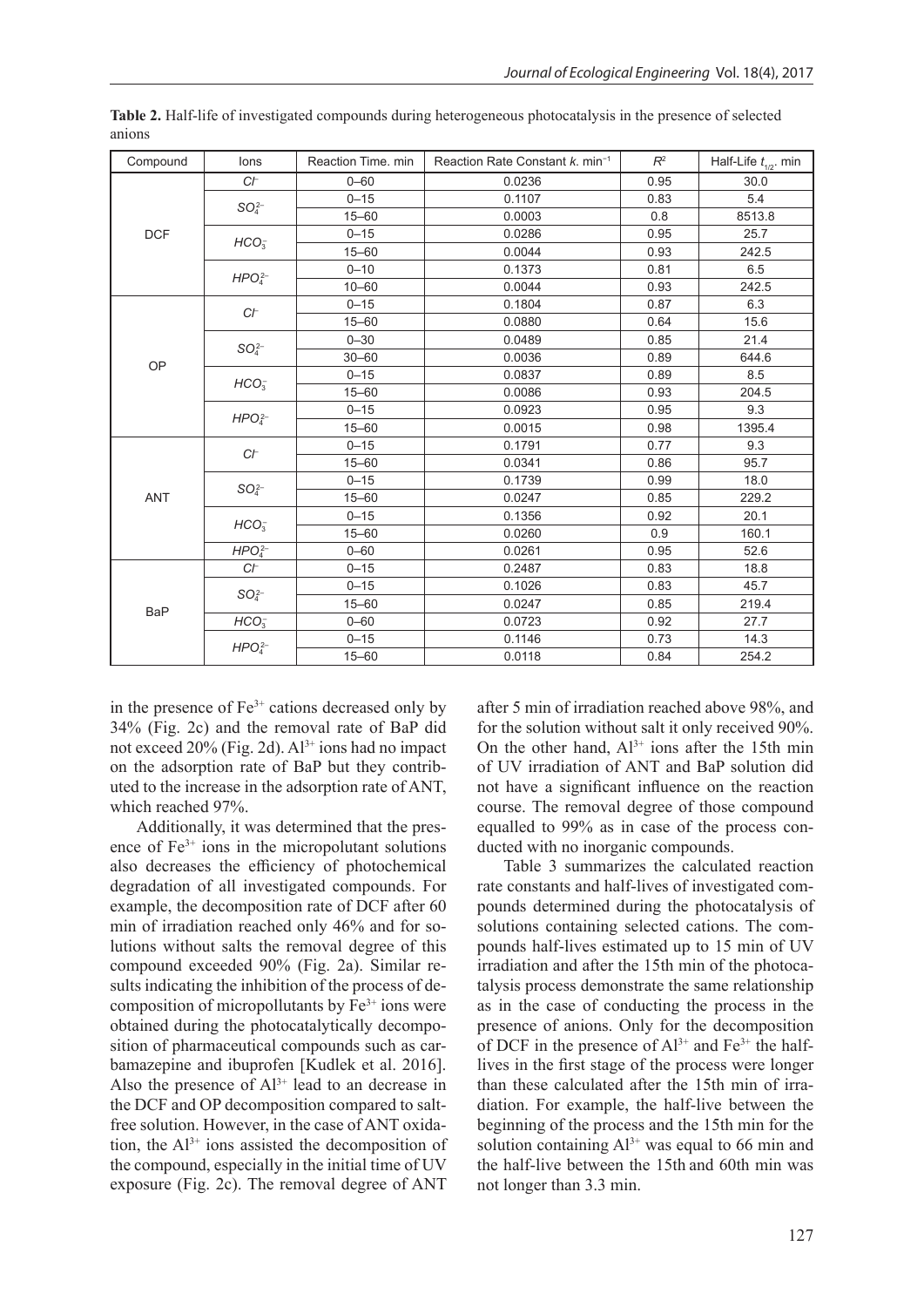**Table 2.** Half-life of investigated compounds during heterogeneous photocatalysis in the presence of selected anions

| Compound | Ions | Reaction Time. min | Reaction Rate Constant $k$. min$^{-1}$ | $R^2$ | Half-Life $t_{1/2}$. min |
|---|---|---|---|---|---|
| DCF | $Cl^-$ | 0–60 | 0.0236 | 0.95 | 30.0 |
| | $SO_4^{2-}$ | 0–15 | 0.1107 | 0.83 | 5.4 |
| | | 15–60 | 0.0003 | 0.8 | 8513.8 |
| | $HCO_3^-$ | 0–15 | 0.0286 | 0.95 | 25.7 |
| | | 15–60 | 0.0044 | 0.93 | 242.5 |
| | $HPO_4^{2-}$ | 0–10 | 0.1373 | 0.81 | 6.5 |
| | | 10–60 | 0.0044 | 0.93 | 242.5 |
| OP | $Cl^-$ | 0–15 | 0.1804 | 0.87 | 6.3 |
| | | 15–60 | 0.0880 | 0.64 | 15.6 |
| | $SO_4^{2-}$ | 0–30 | 0.0489 | 0.85 | 21.4 |
| | | 30–60 | 0.0036 | 0.89 | 644.6 |
| | $HCO_3^-$ | 0–15 | 0.0837 | 0.89 | 8.5 |
| | | 15–60 | 0.0086 | 0.93 | 204.5 |
| | $HPO_4^{2-}$ | 0–15 | 0.0923 | 0.95 | 9.3 |
| | | 15–60 | 0.0015 | 0.98 | 1395.4 |
| ANT | $Cl^-$ | 0–15 | 0.1791 | 0.77 | 9.3 |
| | | 15–60 | 0.0341 | 0.86 | 95.7 |
| | $SO_4^{2-}$ | 0–15 | 0.1739 | 0.99 | 18.0 |
| | | 15–60 | 0.0247 | 0.85 | 229.2 |
| | $HCO_3^-$ | 0–15 | 0.1356 | 0.92 | 20.1 |
| | | 15–60 | 0.0260 | 0.9 | 160.1 |
| | $HPO_4^{2-}$ | 0–60 | 0.0261 | 0.95 | 52.6 |
| BaP | $Cl^-$ | 0–15 | 0.2487 | 0.83 | 18.8 |
| | $SO_4^{2-}$ | 0–15 | 0.1026 | 0.83 | 45.7 |
| | | 15–60 | 0.0247 | 0.85 | 219.4 |
| | $HCO_3^-$ | 0–60 | 0.0723 | 0.92 | 27.7 |
| | $HPO_4^{2-}$ | 0–15 | 0.1146 | 0.73 | 14.3 |
| | | 15–60 | 0.0118 | 0.84 | 254.2 |

in the presence of $Fe^{3+}$ cations decreased only by 34% (Fig. 2c) and the removal rate of BaP did not exceed 20% (Fig. 2d). $Al^{3+}$ ions had no impact on the adsorption rate of BaP but they contributed to the increase in the adsorption rate of ANT, which reached 97%.

Additionally, it was determined that the presence of $Fe^{3+}$ ions in the micropolutant solutions also decreases the efficiency of photochemical degradation of all investigated compounds. For example, the decomposition rate of DCF after 60 min of irradiation reached only 46% and for solutions without salts the removal degree of this compound exceeded 90% (Fig. 2a). Similar results indicating the inhibition of the process of decomposition of micropollutants by $Fe^{3+}$ ions were obtained during the photocatalytically decomposition of pharmaceutical compounds such as carbamazepine and ibuprofen [Kudlek et al. 2016]. Also the presence of $Al^{3+}$ lead to an decrease in the DCF and OP decomposition compared to salt-free solution. However, in the case of ANT oxidation, the $Al^{3+}$ ions assisted the decomposition of the compound, especially in the initial time of UV exposure (Fig. 2c). The removal degree of ANT after 5 min of irradiation reached above 98%, and for the solution without salt it only received 90%. On the other hand, $Al^{3+}$ ions after the 15th min of UV irradiation of ANT and BaP solution did not have a significant influence on the reaction course. The removal degree of those compound equalled to 99% as in case of the process conducted with no inorganic compounds.

Table 3 summarizes the calculated reaction rate constants and half-lives of investigated compounds determined during the photocatalysis of solutions containing selected cations. The compounds half-lives estimated up to 15 min of UV irradiation and after the 15th min of the photocatalysis process demonstrate the same relationship as in the case of conducting the process in the presence of anions. Only for the decomposition of DCF in the presence of $Al^{3+}$ and $Fe^{3+}$ the half-lives in the first stage of the process were longer than these calculated after the 15th min of irradiation. For example, the half-live between the beginning of the process and the 15th min for the solution containing $Al^{3+}$ was equal to 66 min and the half-live between the 15th and 60th min was not longer than 3.3 min.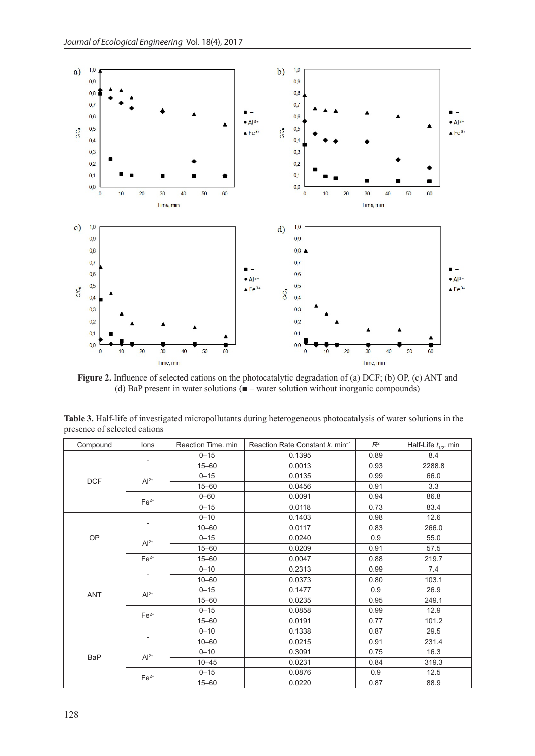**Figure 2.** Influence of selected cations on the photocatalytic degradation of (a) DCF; (b) OP, (c) ANT and (d) BaP present in water solutions (■ – water solution without inorganic compounds)

**Table 3.** Half-life of investigated micropollutants during heterogeneous photocatalysis of water solutions in the presence of selected cations

| Compound | Ions | Reaction Time. min | Reaction Rate Constant *k*. min$^{-1}$ | $R^2$ | Half-Life $t_{1/2}$. min |
|---|---|---|---|---|---|
| DCF | - | 0–15 | 0.1395 | 0.89 | 8.4 |
| | | 15–60 | 0.0013 | 0.93 | 2288.8 |
| | $Al^{2+}$ | 0–15 | 0.0135 | 0.99 | 66.0 |
| | | 15–60 | 0.0456 | 0.91 | 3.3 |
| | $Fe^{2+}$ | 0–60 | 0.0091 | 0.94 | 86.8 |
| | | 0–15 | 0.0118 | 0.73 | 83.4 |
| OP | - | 0–10 | 0.1403 | 0.98 | 12.6 |
| | | 10–60 | 0.0117 | 0.83 | 266.0 |
| | $Al^{2+}$ | 0–15 | 0.0240 | 0.9 | 55.0 |
| | | 15–60 | 0.0209 | 0.91 | 57.5 |
| | $Fe^{2+}$ | 15–60 | 0.0047 | 0.88 | 219.7 |
| ANT | - | 0–10 | 0.2313 | 0.99 | 7.4 |
| | | 10–60 | 0.0373 | 0.80 | 103.1 |
| | $Al^{2+}$ | 0–15 | 0.1477 | 0.9 | 26.9 |
| | | 15–60 | 0.0235 | 0.95 | 249.1 |
| | $Fe^{2+}$ | 0–15 | 0.0858 | 0.99 | 12.9 |
| | | 15–60 | 0.0191 | 0.77 | 101.2 |
| BaP | - | 0–10 | 0.1338 | 0.87 | 29.5 |
| | | 10–60 | 0.0215 | 0.91 | 231.4 |
| | $Al^{2+}$ | 0–10 | 0.3091 | 0.75 | 16.3 |
| | | 10–45 | 0.0231 | 0.84 | 319.3 |
| | $Fe^{2+}$ | 0–15 | 0.0876 | 0.9 | 12.5 |
| | | 15–60 | 0.0220 | 0.87 | 88.9 |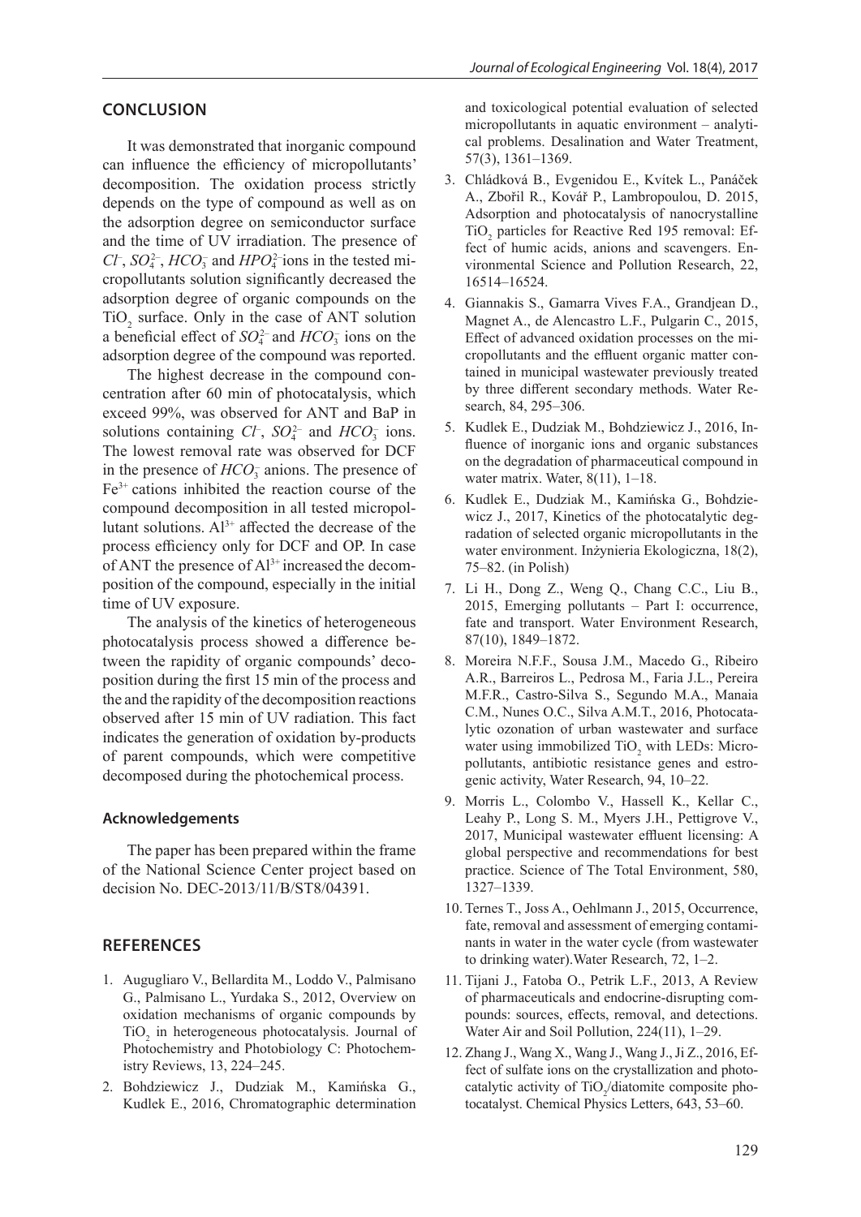## CONCLUSION

It was demonstrated that inorganic compound can influence the efficiency of micropollutants' decomposition. The oxidation process strictly depends on the type of compound as well as on the adsorption degree on semiconductor surface and the time of UV irradiation. The presence of $Cl^-$, $SO_4^{2-}$, $HCO_3^-$ and $HPO_4^{2-}$ions in the tested micropollutants solution significantly decreased the adsorption degree of organic compounds on the $TiO_2$ surface. Only in the case of ANT solution a beneficial effect of $SO_4^{2-}$ and $HCO_3^-$ ions on the adsorption degree of the compound was reported.

The highest decrease in the compound concentration after 60 min of photocatalysis, which exceed 99%, was observed for ANT and BaP in solutions containing $Cl^-$, $SO_4^{2-}$ and $HCO_3^-$ ions. The lowest removal rate was observed for DCF in the presence of $HCO_3^-$ anions. The presence of $Fe^{3+}$ cations inhibited the reaction course of the compound decomposition in all tested micropollutant solutions. $Al^{3+}$ affected the decrease of the process efficiency only for DCF and OP. In case of ANT the presence of $Al^{3+}$ increased the decomposition of the compound, especially in the initial time of UV exposure.

The analysis of the kinetics of heterogeneous photocatalysis process showed a difference between the rapidity of organic compounds' decoposition during the first 15 min of the process and the and the rapidity of the decomposition reactions observed after 15 min of UV radiation. This fact indicates the generation of oxidation by-products of parent compounds, which were competitive decomposed during the photochemical process.

### Acknowledgements

The paper has been prepared within the frame of the National Science Center project based on decision No. DEC-2013/11/B/ST8/04391.

## REFERENCES

1. Augugliaro V., Bellardita M., Loddo V., Palmisano G., Palmisano L., Yurdaka S., 2012, Overview on oxidation mechanisms of organic compounds by $TiO_2$ in heterogeneous photocatalysis. Journal of Photochemistry and Photobiology C: Photochemistry Reviews, 13, 224–245.
2. Bohdziewicz J., Dudziak M., Kamińska G., Kudlek E., 2016, Chromatographic determination and toxicological potential evaluation of selected micropollutants in aquatic environment – analytical problems. Desalination and Water Treatment, 57(3), 1361–1369.
3. Chládková B., Evgenidou E., Kvítek L., Panáček A., Zbořil R., Kovář P., Lambropoulou, D. 2015, Adsorption and photocatalysis of nanocrystalline $TiO_2$ particles for Reactive Red 195 removal: Effect of humic acids, anions and scavengers. Environmental Science and Pollution Research, 22, 16514–16524.
4. Giannakis S., Gamarra Vives F.A., Grandjean D., Magnet A., de Alencastro L.F., Pulgarin C., 2015, Effect of advanced oxidation processes on the micropollutants and the effluent organic matter contained in municipal wastewater previously treated by three different secondary methods. Water Research, 84, 295–306.
5. Kudlek E., Dudziak M., Bohdziewicz J., 2016, Influence of inorganic ions and organic substances on the degradation of pharmaceutical compound in water matrix. Water, 8(11), 1–18.
6. Kudlek E., Dudziak M., Kamińska G., Bohdziewicz J., 2017, Kinetics of the photocatalytic degradation of selected organic micropollutants in the water environment. Inżynieria Ekologiczna, 18(2), 75–82. (in Polish)
7. Li H., Dong Z., Weng Q., Chang C.C., Liu B., 2015, Emerging pollutants – Part I: occurrence, fate and transport. Water Environment Research, 87(10), 1849–1872.
8. Moreira N.F.F., Sousa J.M., Macedo G., Ribeiro A.R., Barreiros L., Pedrosa M., Faria J.L., Pereira M.F.R., Castro-Silva S., Segundo M.A., Manaia C.M., Nunes O.C., Silva A.M.T., 2016, Photocatalytic ozonation of urban wastewater and surface water using immobilized $TiO_2$ with LEDs: Micropollutants, antibiotic resistance genes and estrogenic activity, Water Research, 94, 10–22.
9. Morris L., Colombo V., Hassell K., Kellar C., Leahy P., Long S. M., Myers J.H., Pettigrove V., 2017, Municipal wastewater effluent licensing: A global perspective and recommendations for best practice. Science of The Total Environment, 580, 1327–1339.
10. Ternes T., Joss A., Oehlmann J., 2015, Occurrence, fate, removal and assessment of emerging contaminants in water in the water cycle (from wastewater to drinking water).Water Research, 72, 1–2.
11. Tijani J., Fatoba O., Petrik L.F., 2013, A Review of pharmaceuticals and endocrine-disrupting compounds: sources, effects, removal, and detections. Water Air and Soil Pollution, 224(11), 1–29.
12. Zhang J., Wang X., Wang J., Wang J., Ji Z., 2016, Effect of sulfate ions on the crystallization and photocatalytic activity of $TiO_2$/diatomite composite photocatalyst. Chemical Physics Letters, 643, 53–60.